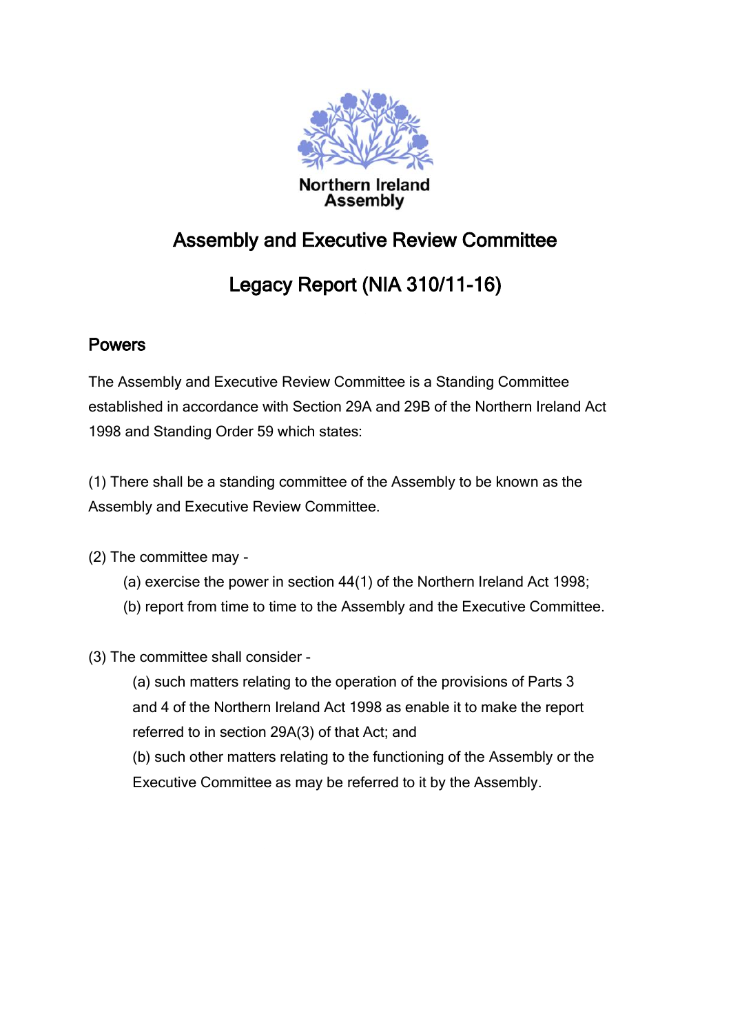Northern Ireland Assembly

# Assembly and Executive Review Committee

# Legacy Report (NIA 310/11-16)

## Powers

The Assembly and Executive Review Committee is a Standing Committee established in accordance with Section 29A and 29B of the Northern Ireland Act 1998 and Standing Order 59 which states:

(1) There shall be a standing committee of the Assembly to be known as the Assembly and Executive Review Committee.

(2) The committee may -

- (a) exercise the power in section 44(1) of the Northern Ireland Act 1998;
- (b) report from time to time to the Assembly and the Executive Committee.

(3) The committee shall consider -

- (a) such matters relating to the operation of the provisions of Parts 3 and 4 of the Northern Ireland Act 1998 as enable it to make the report referred to in section 29A(3) of that Act; and
- (b) such other matters relating to the functioning of the Assembly or the Executive Committee as may be referred to it by the Assembly.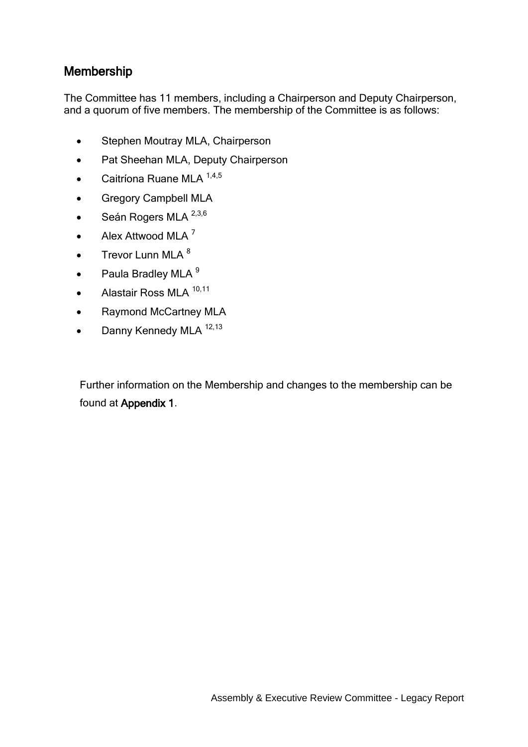## Membership

The Committee has 11 members, including a Chairperson and Deputy Chairperson, and a quorum of five members. The membership of the Committee is as follows:

- Stephen Moutray MLA, Chairperson
- Pat Sheehan MLA, Deputy Chairperson
- Caitríona Ruane MLA [1,4,5]
- Gregory Campbell MLA
- Seán Rogers MLA [2,3,6]
- Alex Attwood MLA [7]
- Trevor Lunn MLA [8]
- Paula Bradley MLA [9]
- Alastair Ross MLA [10,11]
- Raymond McCartney MLA
- Danny Kennedy MLA [12,13]

Further information on the Membership and changes to the membership can be found at **Appendix 1**.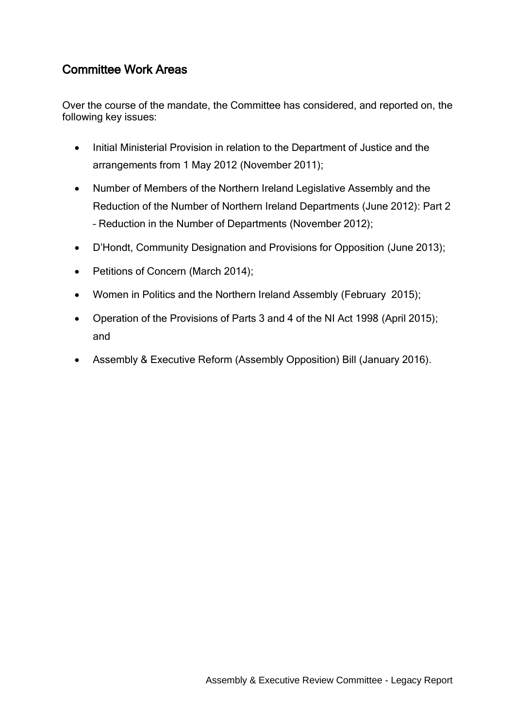## Committee Work Areas

Over the course of the mandate, the Committee has considered, and reported on, the following key issues:

- Initial Ministerial Provision in relation to the Department of Justice and the arrangements from 1 May 2012 (November 2011);
- Number of Members of the Northern Ireland Legislative Assembly and the Reduction of the Number of Northern Ireland Departments (June 2012): Part 2 – Reduction in the Number of Departments (November 2012);
- D'Hondt, Community Designation and Provisions for Opposition (June 2013);
- Petitions of Concern (March 2014);
- Women in Politics and the Northern Ireland Assembly (February 2015);
- Operation of the Provisions of Parts 3 and 4 of the NI Act 1998 (April 2015); and
- Assembly & Executive Reform (Assembly Opposition) Bill (January 2016).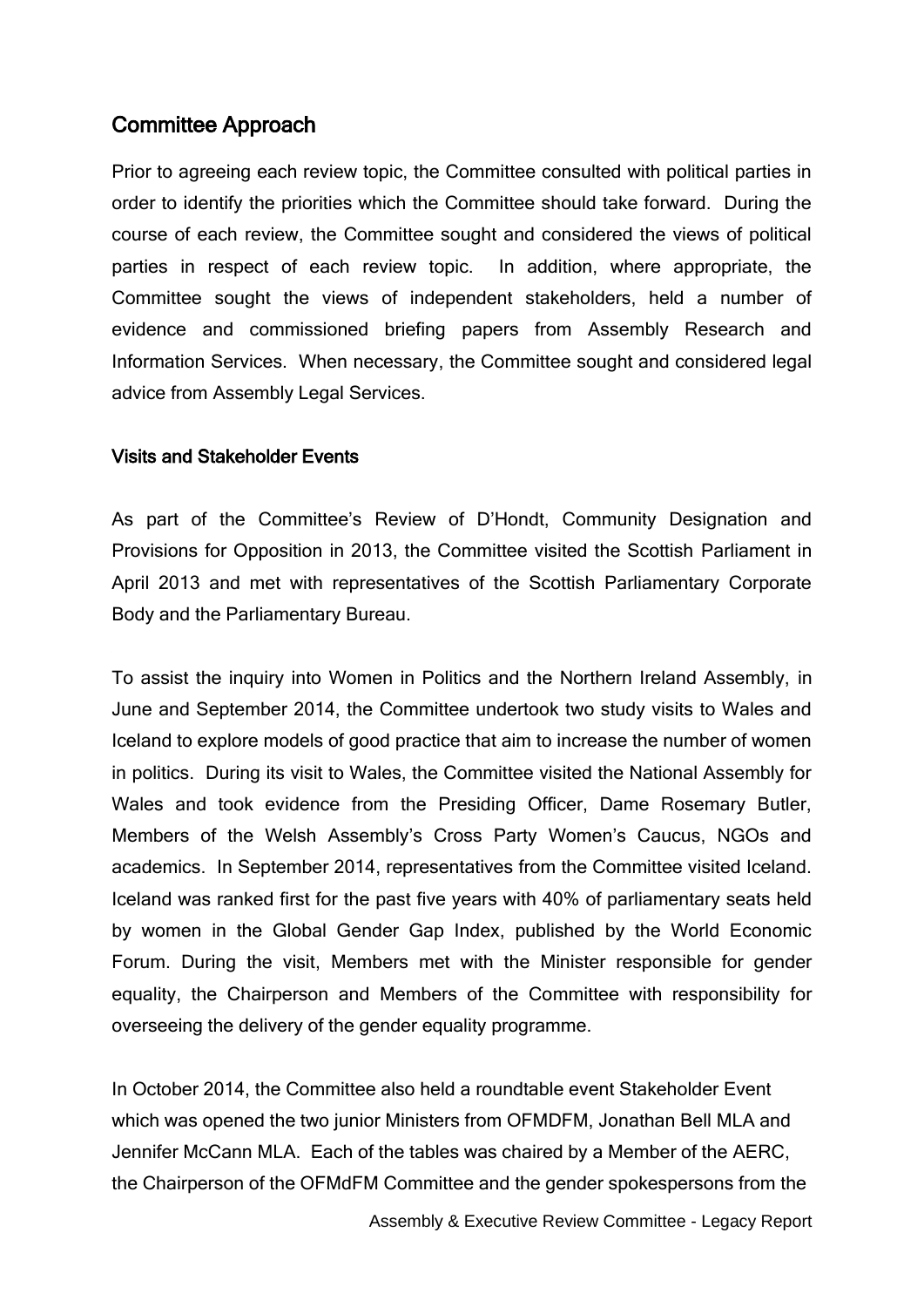## Committee Approach

Prior to agreeing each review topic, the Committee consulted with political parties in order to identify the priorities which the Committee should take forward. During the course of each review, the Committee sought and considered the views of political parties in respect of each review topic. In addition, where appropriate, the Committee sought the views of independent stakeholders, held a number of evidence and commissioned briefing papers from Assembly Research and Information Services. When necessary, the Committee sought and considered legal advice from Assembly Legal Services.

### Visits and Stakeholder Events

As part of the Committee's Review of D'Hondt, Community Designation and Provisions for Opposition in 2013, the Committee visited the Scottish Parliament in April 2013 and met with representatives of the Scottish Parliamentary Corporate Body and the Parliamentary Bureau.

To assist the inquiry into Women in Politics and the Northern Ireland Assembly, in June and September 2014, the Committee undertook two study visits to Wales and Iceland to explore models of good practice that aim to increase the number of women in politics. During its visit to Wales, the Committee visited the National Assembly for Wales and took evidence from the Presiding Officer, Dame Rosemary Butler, Members of the Welsh Assembly's Cross Party Women's Caucus, NGOs and academics. In September 2014, representatives from the Committee visited Iceland. Iceland was ranked first for the past five years with 40% of parliamentary seats held by women in the Global Gender Gap Index, published by the World Economic Forum. During the visit, Members met with the Minister responsible for gender equality, the Chairperson and Members of the Committee with responsibility for overseeing the delivery of the gender equality programme.

In October 2014, the Committee also held a roundtable event Stakeholder Event which was opened the two junior Ministers from OFMDFM, Jonathan Bell MLA and Jennifer McCann MLA. Each of the tables was chaired by a Member of the AERC, the Chairperson of the OFMdFM Committee and the gender spokespersons from the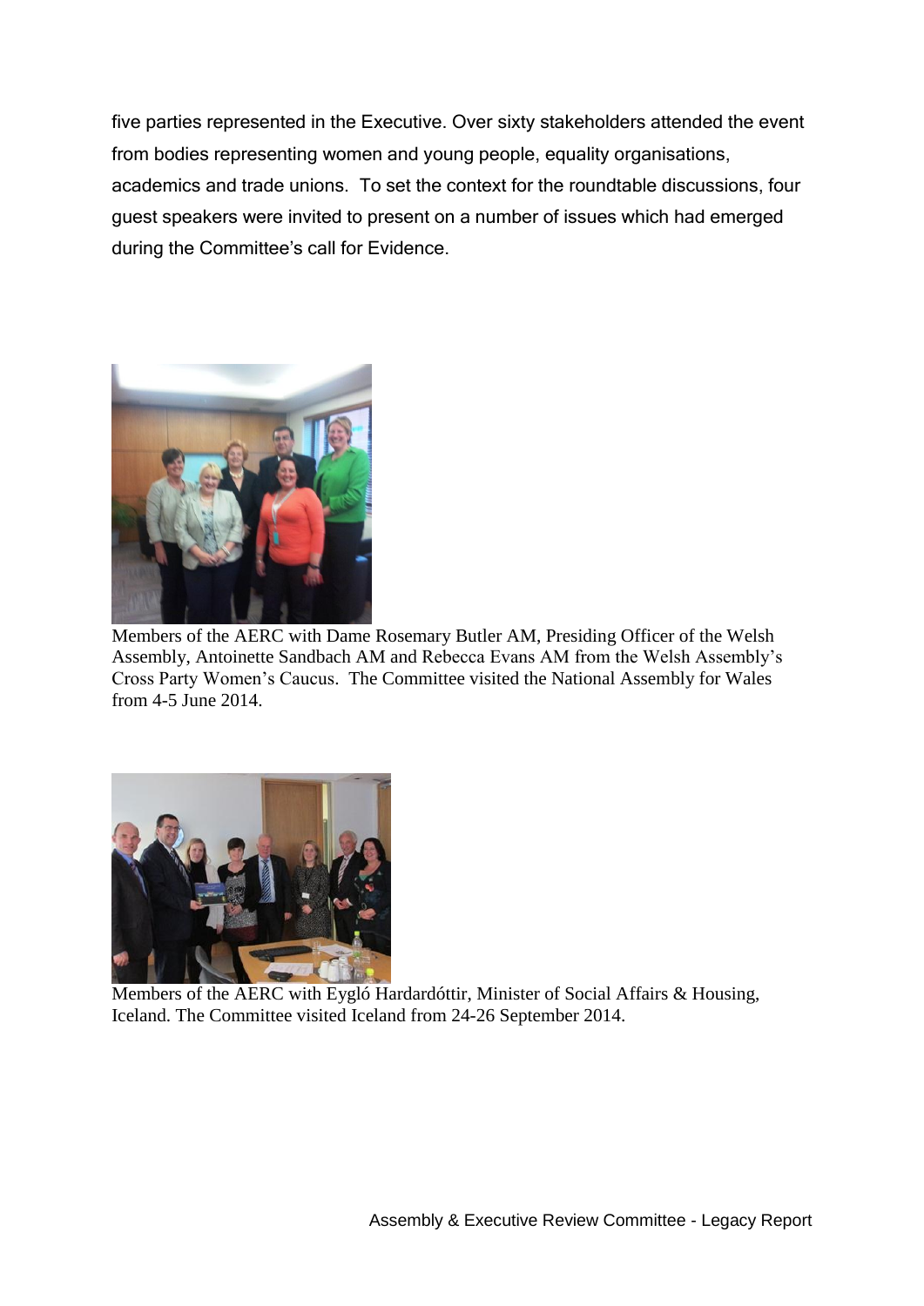five parties represented in the Executive. Over sixty stakeholders attended the event from bodies representing women and young people, equality organisations, academics and trade unions. To set the context for the roundtable discussions, four guest speakers were invited to present on a number of issues which had emerged during the Committee's call for Evidence.

Members of the AERC with Dame Rosemary Butler AM, Presiding Officer of the Welsh Assembly, Antoinette Sandbach AM and Rebecca Evans AM from the Welsh Assembly's Cross Party Women's Caucus. The Committee visited the National Assembly for Wales from 4-5 June 2014.

Members of the AERC with Eygló Hardardóttir, Minister of Social Affairs & Housing, Iceland. The Committee visited Iceland from 24-26 September 2014.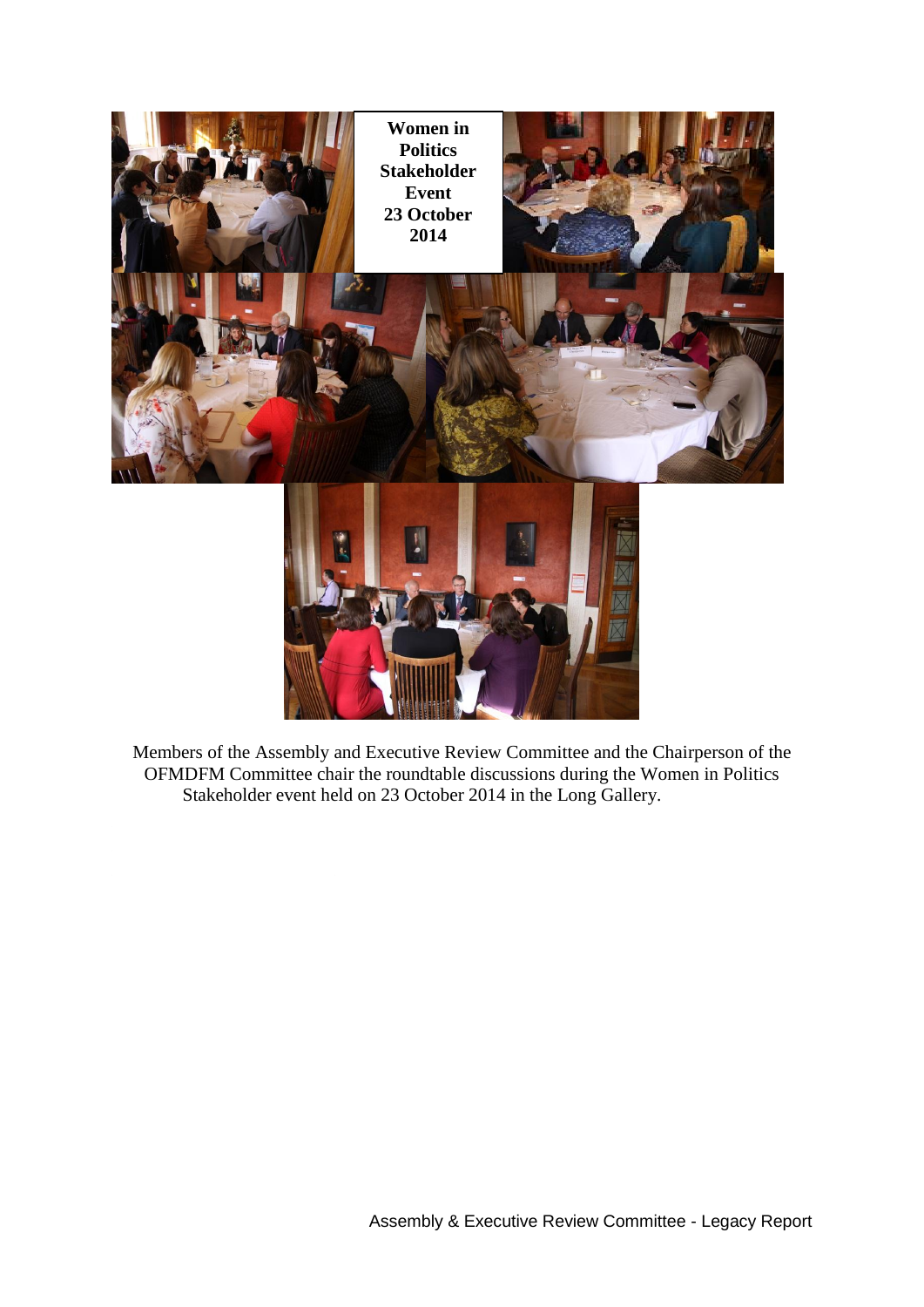**Women in Politics Stakeholder Event 23 October 2014**

Members of the Assembly and Executive Review Committee and the Chairperson of the OFMDFM Committee chair the roundtable discussions during the Women in Politics Stakeholder event held on 23 October 2014 in the Long Gallery.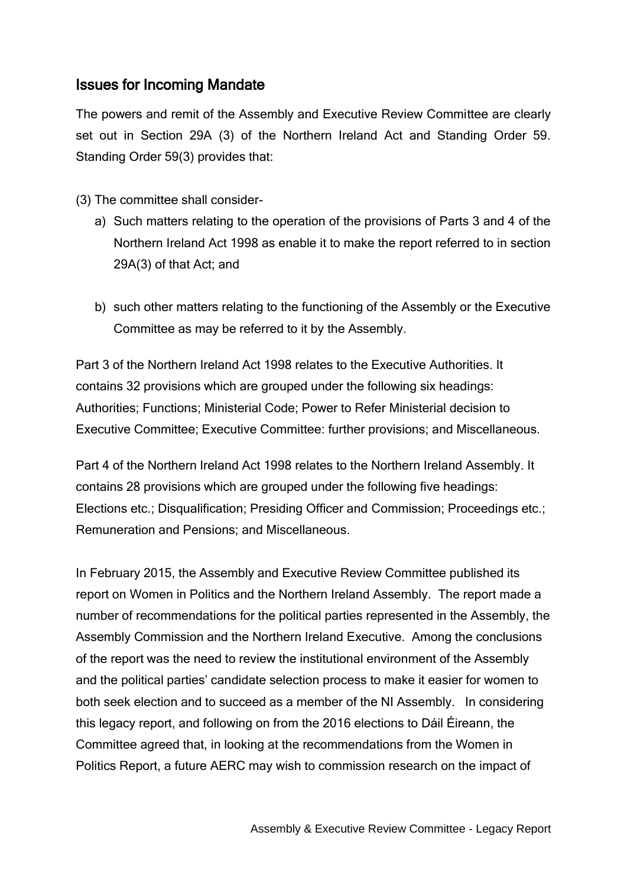## Issues for Incoming Mandate

The powers and remit of the Assembly and Executive Review Committee are clearly set out in Section 29A (3) of the Northern Ireland Act and Standing Order 59. Standing Order 59(3) provides that:

(3) The committee shall consider-

a) Such matters relating to the operation of the provisions of Parts 3 and 4 of the Northern Ireland Act 1998 as enable it to make the report referred to in section 29A(3) of that Act; and

b) such other matters relating to the functioning of the Assembly or the Executive Committee as may be referred to it by the Assembly.

Part 3 of the Northern Ireland Act 1998 relates to the Executive Authorities. It contains 32 provisions which are grouped under the following six headings: Authorities; Functions; Ministerial Code; Power to Refer Ministerial decision to Executive Committee; Executive Committee: further provisions; and Miscellaneous.

Part 4 of the Northern Ireland Act 1998 relates to the Northern Ireland Assembly. It contains 28 provisions which are grouped under the following five headings: Elections etc.; Disqualification; Presiding Officer and Commission; Proceedings etc.; Remuneration and Pensions; and Miscellaneous.

In February 2015, the Assembly and Executive Review Committee published its report on Women in Politics and the Northern Ireland Assembly. The report made a number of recommendations for the political parties represented in the Assembly, the Assembly Commission and the Northern Ireland Executive. Among the conclusions of the report was the need to review the institutional environment of the Assembly and the political parties' candidate selection process to make it easier for women to both seek election and to succeed as a member of the NI Assembly. In considering this legacy report, and following on from the 2016 elections to Dáil Éireann, the Committee agreed that, in looking at the recommendations from the Women in Politics Report, a future AERC may wish to commission research on the impact of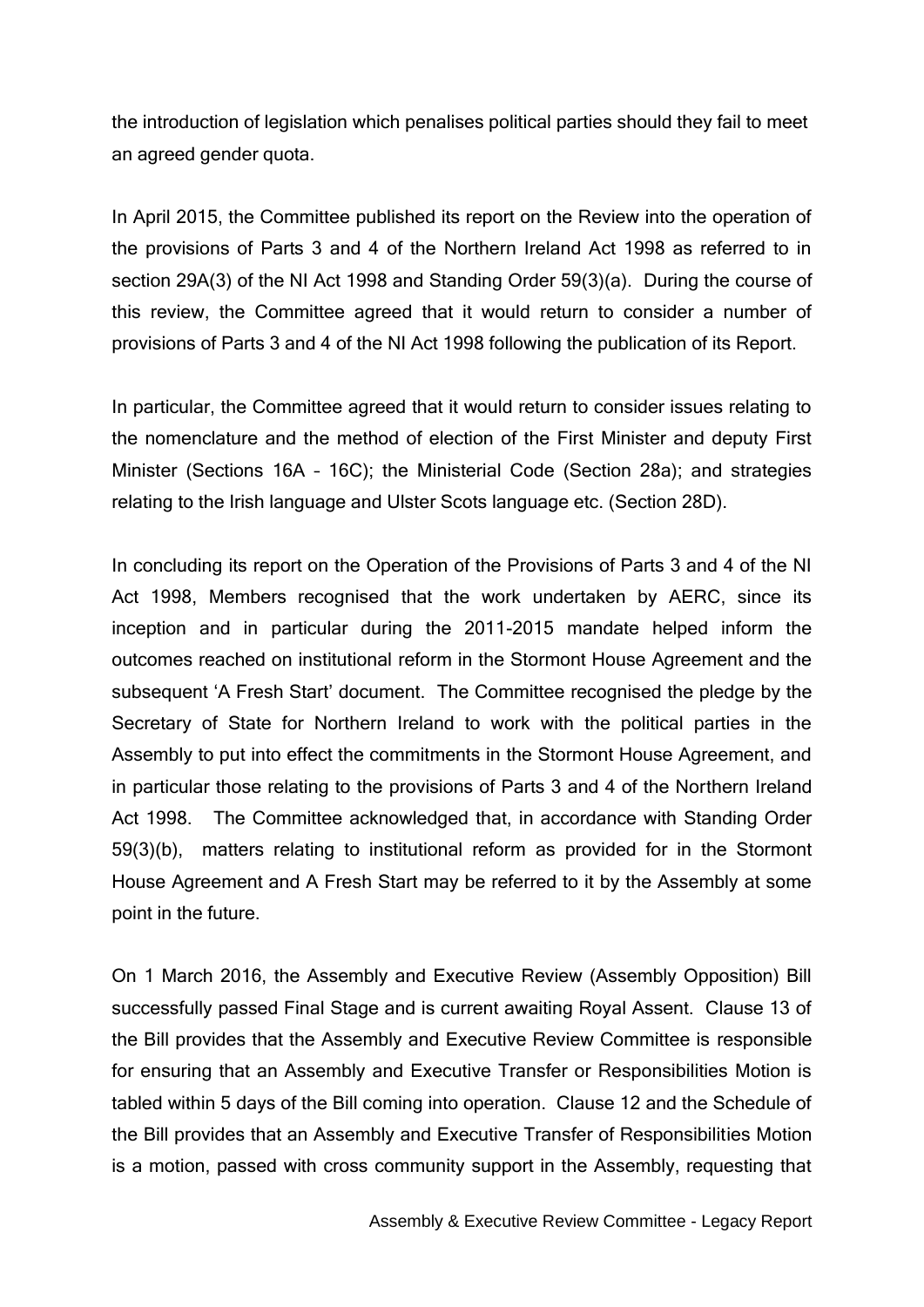the introduction of legislation which penalises political parties should they fail to meet an agreed gender quota.

In April 2015, the Committee published its report on the Review into the operation of the provisions of Parts 3 and 4 of the Northern Ireland Act 1998 as referred to in section 29A(3) of the NI Act 1998 and Standing Order 59(3)(a). During the course of this review, the Committee agreed that it would return to consider a number of provisions of Parts 3 and 4 of the NI Act 1998 following the publication of its Report.

In particular, the Committee agreed that it would return to consider issues relating to the nomenclature and the method of election of the First Minister and deputy First Minister (Sections 16A – 16C); the Ministerial Code (Section 28a); and strategies relating to the Irish language and Ulster Scots language etc. (Section 28D).

In concluding its report on the Operation of the Provisions of Parts 3 and 4 of the NI Act 1998, Members recognised that the work undertaken by AERC, since its inception and in particular during the 2011-2015 mandate helped inform the outcomes reached on institutional reform in the Stormont House Agreement and the subsequent 'A Fresh Start' document. The Committee recognised the pledge by the Secretary of State for Northern Ireland to work with the political parties in the Assembly to put into effect the commitments in the Stormont House Agreement, and in particular those relating to the provisions of Parts 3 and 4 of the Northern Ireland Act 1998. The Committee acknowledged that, in accordance with Standing Order 59(3)(b), matters relating to institutional reform as provided for in the Stormont House Agreement and A Fresh Start may be referred to it by the Assembly at some point in the future.

On 1 March 2016, the Assembly and Executive Review (Assembly Opposition) Bill successfully passed Final Stage and is current awaiting Royal Assent. Clause 13 of the Bill provides that the Assembly and Executive Review Committee is responsible for ensuring that an Assembly and Executive Transfer or Responsibilities Motion is tabled within 5 days of the Bill coming into operation. Clause 12 and the Schedule of the Bill provides that an Assembly and Executive Transfer of Responsibilities Motion is a motion, passed with cross community support in the Assembly, requesting that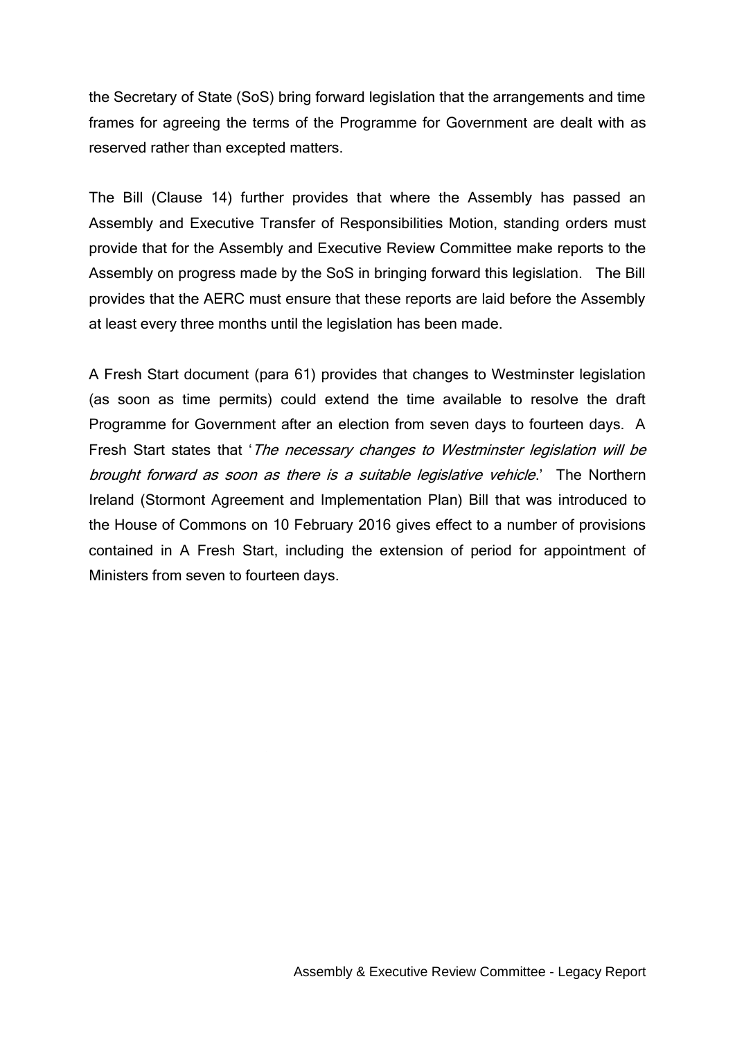the Secretary of State (SoS) bring forward legislation that the arrangements and time frames for agreeing the terms of the Programme for Government are dealt with as reserved rather than excepted matters.

The Bill (Clause 14) further provides that where the Assembly has passed an Assembly and Executive Transfer of Responsibilities Motion, standing orders must provide that for the Assembly and Executive Review Committee make reports to the Assembly on progress made by the SoS in bringing forward this legislation. The Bill provides that the AERC must ensure that these reports are laid before the Assembly at least every three months until the legislation has been made.

A Fresh Start document (para 61) provides that changes to Westminster legislation (as soon as time permits) could extend the time available to resolve the draft Programme for Government after an election from seven days to fourteen days. A Fresh Start states that '*The necessary changes to Westminster legislation will be brought forward as soon as there is a suitable legislative vehicle*.' The Northern Ireland (Stormont Agreement and Implementation Plan) Bill that was introduced to the House of Commons on 10 February 2016 gives effect to a number of provisions contained in A Fresh Start, including the extension of period for appointment of Ministers from seven to fourteen days.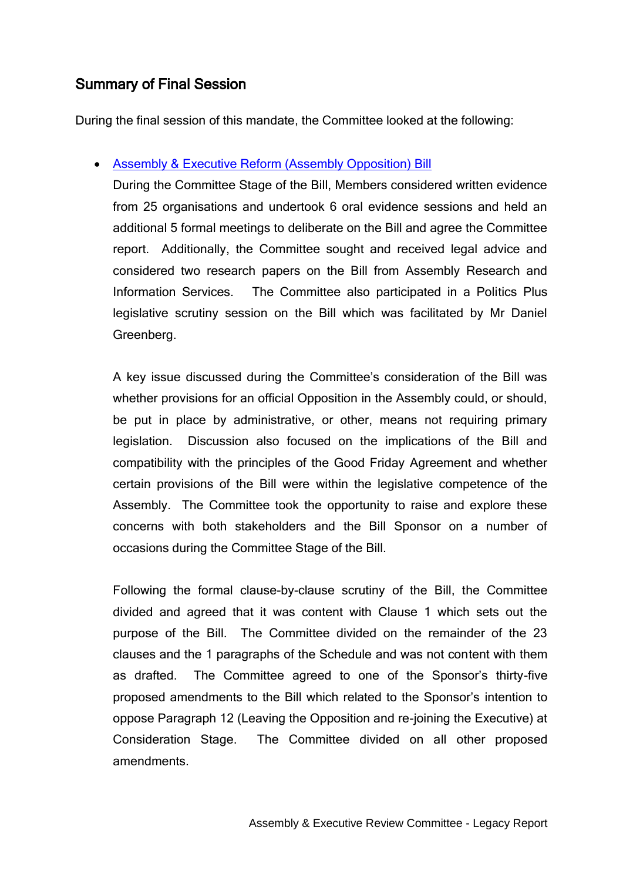## Summary of Final Session

During the final session of this mandate, the Committee looked at the following:

- [Assembly & Executive Reform (Assembly Opposition) Bill](#)

  During the Committee Stage of the Bill, Members considered written evidence from 25 organisations and undertook 6 oral evidence sessions and held an additional 5 formal meetings to deliberate on the Bill and agree the Committee report. Additionally, the Committee sought and received legal advice and considered two research papers on the Bill from Assembly Research and Information Services. The Committee also participated in a Politics Plus legislative scrutiny session on the Bill which was facilitated by Mr Daniel Greenberg.

  A key issue discussed during the Committee's consideration of the Bill was whether provisions for an official Opposition in the Assembly could, or should, be put in place by administrative, or other, means not requiring primary legislation. Discussion also focused on the implications of the Bill and compatibility with the principles of the Good Friday Agreement and whether certain provisions of the Bill were within the legislative competence of the Assembly. The Committee took the opportunity to raise and explore these concerns with both stakeholders and the Bill Sponsor on a number of occasions during the Committee Stage of the Bill.

  Following the formal clause-by-clause scrutiny of the Bill, the Committee divided and agreed that it was content with Clause 1 which sets out the purpose of the Bill. The Committee divided on the remainder of the 23 clauses and the 1 paragraphs of the Schedule and was not content with them as drafted. The Committee agreed to one of the Sponsor's thirty-five proposed amendments to the Bill which related to the Sponsor's intention to oppose Paragraph 12 (Leaving the Opposition and re-joining the Executive) at Consideration Stage. The Committee divided on all other proposed amendments.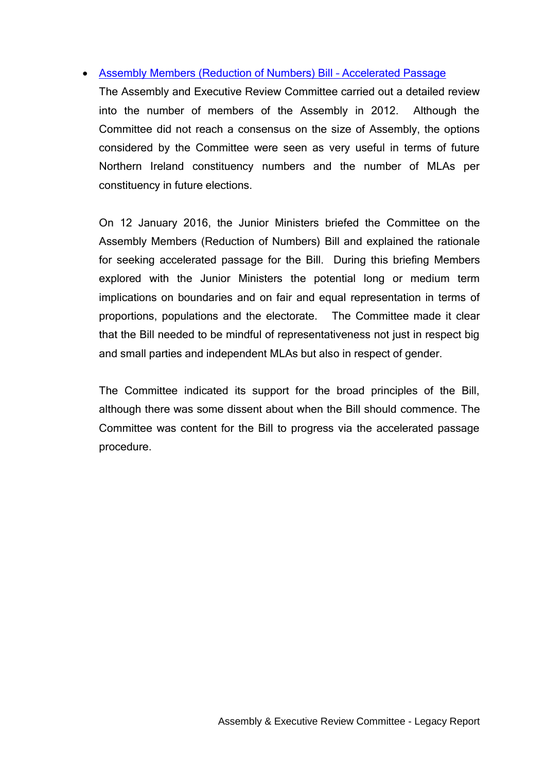- [Assembly Members (Reduction of Numbers) Bill - Accelerated Passage]

  The Assembly and Executive Review Committee carried out a detailed review into the number of members of the Assembly in 2012. Although the Committee did not reach a consensus on the size of Assembly, the options considered by the Committee were seen as very useful in terms of future Northern Ireland constituency numbers and the number of MLAs per constituency in future elections.

  On 12 January 2016, the Junior Ministers briefed the Committee on the Assembly Members (Reduction of Numbers) Bill and explained the rationale for seeking accelerated passage for the Bill. During this briefing Members explored with the Junior Ministers the potential long or medium term implications on boundaries and on fair and equal representation in terms of proportions, populations and the electorate. The Committee made it clear that the Bill needed to be mindful of representativeness not just in respect big and small parties and independent MLAs but also in respect of gender.

  The Committee indicated its support for the broad principles of the Bill, although there was some dissent about when the Bill should commence. The Committee was content for the Bill to progress via the accelerated passage procedure.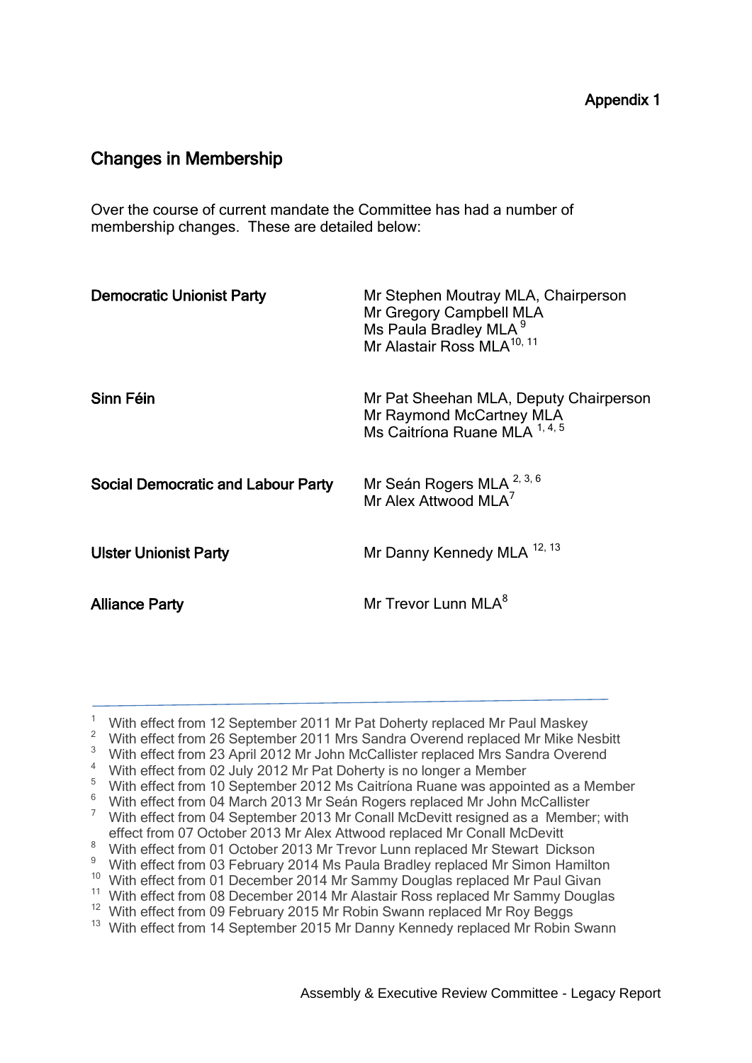**Appendix 1**

## Changes in Membership

Over the course of current mandate the Committee has had a number of membership changes. These are detailed below:

| | |
|---|---|
| **Democratic Unionist Party** | Mr Stephen Moutray MLA, Chairperson<br>Mr Gregory Campbell MLA<br>Ms Paula Bradley MLA [9]<br>Mr Alastair Ross MLA[10, 11] |
| **Sinn Féin** | Mr Pat Sheehan MLA, Deputy Chairperson<br>Mr Raymond McCartney MLA<br>Ms Caitríona Ruane MLA [1, 4, 5] |
| **Social Democratic and Labour Party** | Mr Seán Rogers MLA [2, 3, 6]<br>Mr Alex Attwood MLA[7] |
| **Ulster Unionist Party** | Mr Danny Kennedy MLA [12, 13] |
| **Alliance Party** | Mr Trevor Lunn MLA[8] |

---

1. With effect from 12 September 2011 Mr Pat Doherty replaced Mr Paul Maskey
2. With effect from 26 September 2011 Mrs Sandra Overend replaced Mr Mike Nesbitt
3. With effect from 23 April 2012 Mr John McCallister replaced Mrs Sandra Overend
4. With effect from 02 July 2012 Mr Pat Doherty is no longer a Member
5. With effect from 10 September 2012 Ms Caitríona Ruane was appointed as a Member
6. With effect from 04 March 2013 Mr Seán Rogers replaced Mr John McCallister
7. With effect from 04 September 2013 Mr Conall McDevitt resigned as a Member; with effect from 07 October 2013 Mr Alex Attwood replaced Mr Conall McDevitt
8. With effect from 01 October 2013 Mr Trevor Lunn replaced Mr Stewart Dickson
9. With effect from 03 February 2014 Ms Paula Bradley replaced Mr Simon Hamilton
10. With effect from 01 December 2014 Mr Sammy Douglas replaced Mr Paul Givan
11. With effect from 08 December 2014 Mr Alastair Ross replaced Mr Sammy Douglas
12. With effect from 09 February 2015 Mr Robin Swann replaced Mr Roy Beggs
13. With effect from 14 September 2015 Mr Danny Kennedy replaced Mr Robin Swann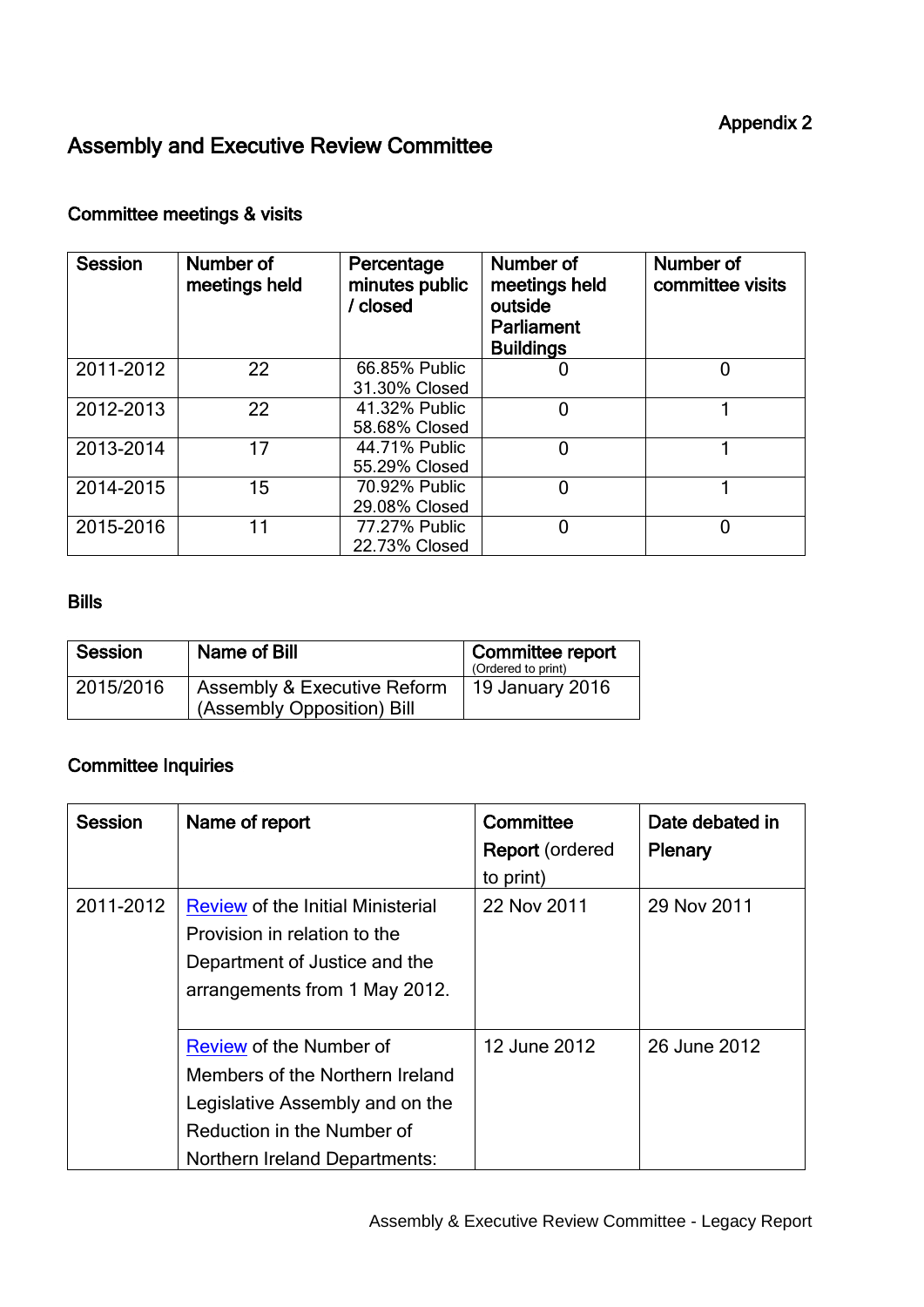Appendix 2

# Assembly and Executive Review Committee

## Committee meetings & visits

| Session | Number of meetings held | Percentage minutes public / closed | Number of meetings held outside Parliament Buildings | Number of committee visits |
|---|---|---|---|---|
| 2011-2012 | 22 | 66.85% Public 31.30% Closed | 0 | 0 |
| 2012-2013 | 22 | 41.32% Public 58.68% Closed | 0 | 1 |
| 2013-2014 | 17 | 44.71% Public 55.29% Closed | 0 | 1 |
| 2014-2015 | 15 | 70.92% Public 29.08% Closed | 0 | 1 |
| 2015-2016 | 11 | 77.27% Public 22.73% Closed | 0 | 0 |

## Bills

| Session | Name of Bill | Committee report (Ordered to print) |
|---|---|---|
| 2015/2016 | Assembly & Executive Reform (Assembly Opposition) Bill | 19 January 2016 |

## Committee Inquiries

| Session | Name of report | Committee Report (ordered to print) | Date debated in Plenary |
|---|---|---|---|
| 2011-2012 | Review of the Initial Ministerial Provision in relation to the Department of Justice and the arrangements from 1 May 2012. | 22 Nov 2011 | 29 Nov 2011 |
| | Review of the Number of Members of the Northern Ireland Legislative Assembly and on the Reduction in the Number of Northern Ireland Departments: | 12 June 2012 | 26 June 2012 |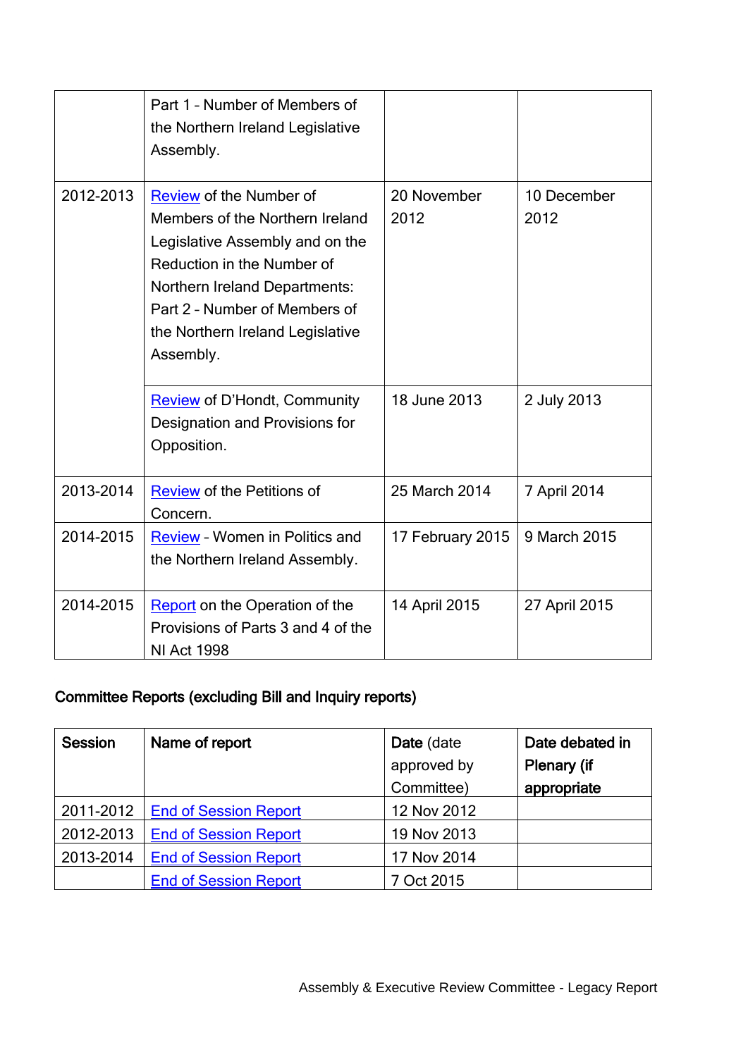|  | Part 1 – Number of Members of the Northern Ireland Legislative Assembly. |  |  |
|---|---|---|---|
| 2012-2013 | Review of the Number of Members of the Northern Ireland Legislative Assembly and on the Reduction in the Number of Northern Ireland Departments: Part 2 – Number of Members of the Northern Ireland Legislative Assembly. | 20 November 2012 | 10 December 2012 |
|  | Review of D'Hondt, Community Designation and Provisions for Opposition. | 18 June 2013 | 2 July 2013 |
| 2013-2014 | Review of the Petitions of Concern. | 25 March 2014 | 7 April 2014 |
| 2014-2015 | Review - Women in Politics and the Northern Ireland Assembly. | 17 February 2015 | 9 March 2015 |
| 2014-2015 | Report on the Operation of the Provisions of Parts 3 and 4 of the NI Act 1998 | 14 April 2015 | 27 April 2015 |

**Committee Reports (excluding Bill and Inquiry reports)**

| **Session** | **Name of report** | **Date** (date approved by Committee) | **Date debated in Plenary (if appropriate** |
|---|---|---|---|
| 2011-2012 | End of Session Report | 12 Nov 2012 |  |
| 2012-2013 | End of Session Report | 19 Nov 2013 |  |
| 2013-2014 | End of Session Report | 17 Nov 2014 |  |
|  | End of Session Report | 7 Oct 2015 |  |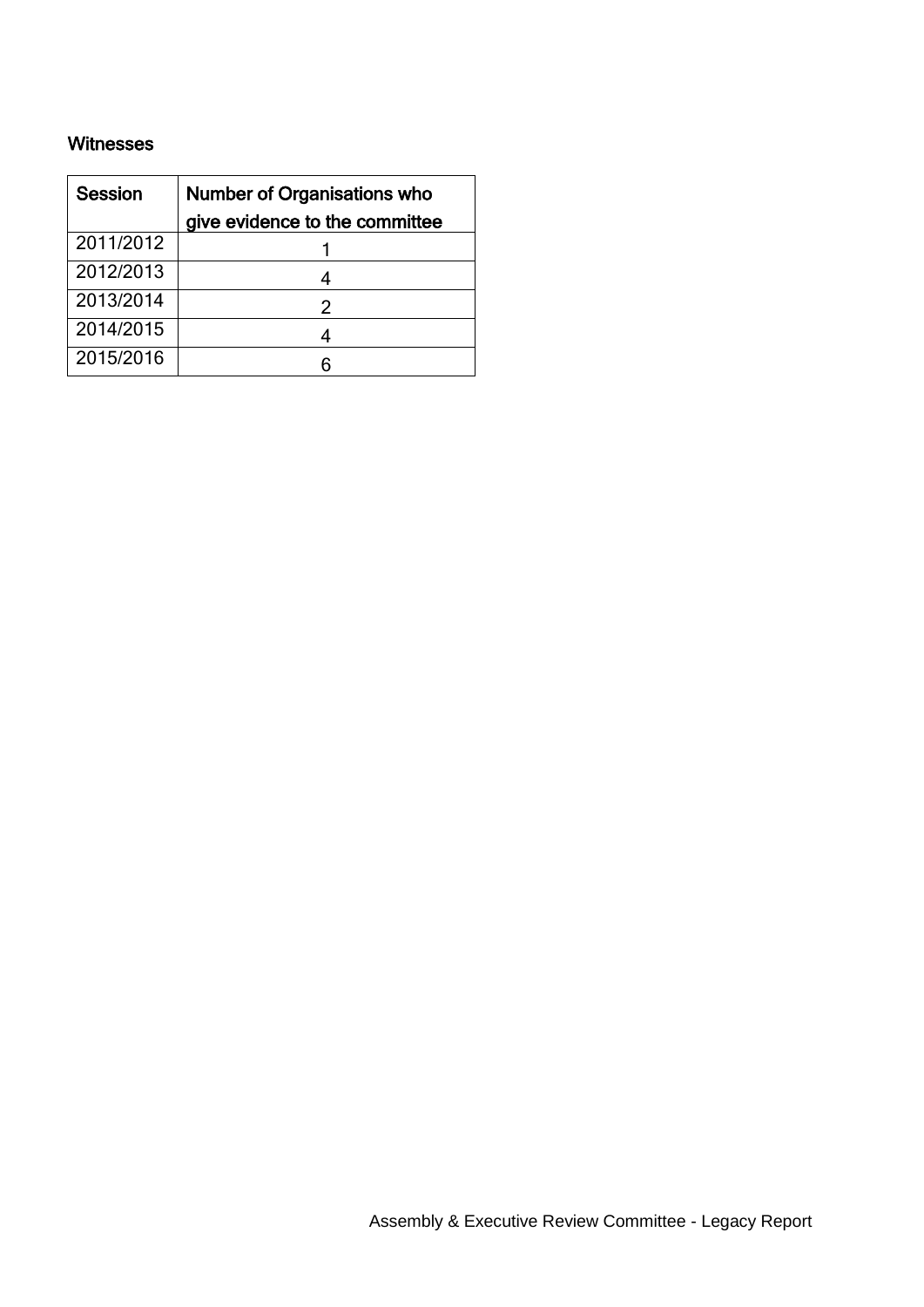**Witnesses**

| Session | Number of Organisations who give evidence to the committee |
|---|---|
| 2011/2012 | 1 |
| 2012/2013 | 4 |
| 2013/2014 | 2 |
| 2014/2015 | 4 |
| 2015/2016 | 6 |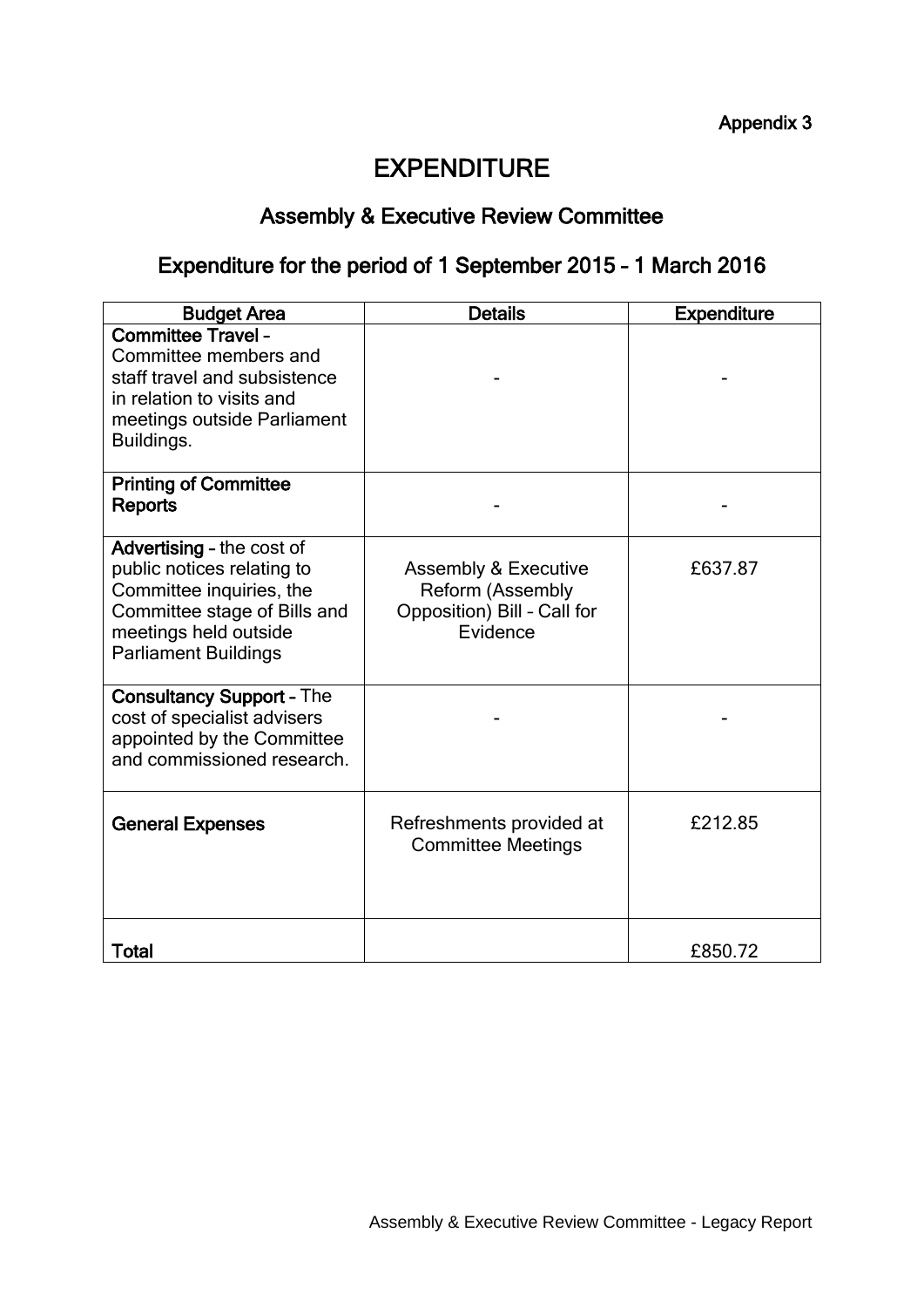Appendix 3

# EXPENDITURE

## Assembly & Executive Review Committee

## Expenditure for the period of 1 September 2015 – 1 March 2016

| Budget Area | Details | Expenditure |
|---|---|---|
| **Committee Travel** – Committee members and staff travel and subsistence in relation to visits and meetings outside Parliament Buildings. | - | - |
| **Printing of Committee Reports** | - | - |
| **Advertising** – the cost of public notices relating to Committee inquiries, the Committee stage of Bills and meetings held outside Parliament Buildings | Assembly & Executive Reform (Assembly Opposition) Bill – Call for Evidence | £637.87 |
| **Consultancy Support** – The cost of specialist advisers appointed by the Committee and commissioned research. | - | - |
| **General Expenses** | Refreshments provided at Committee Meetings | £212.85 |
| **Total** | | £850.72 |